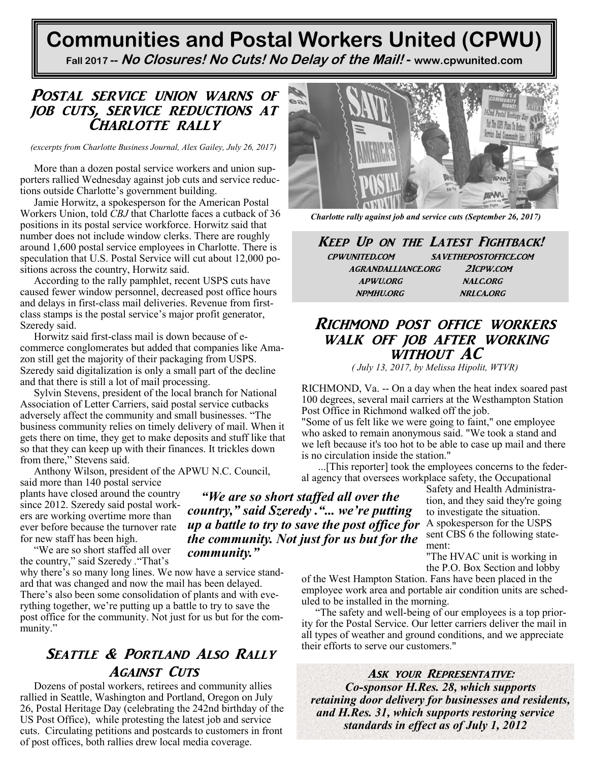# Communities and Postal Workers United (CPWU)

**Fall 2017 -- *No Closures! No Cuts! No Delay of the Mail!* - www.cpwunited.com**

## Postal service union warns of job cuts, service reductions at Charlotte rally

*(excerpts from Charlotte Business Journal, Alex Gailey, July 26, 2017)*

More than a dozen postal service workers and union supporters rallied Wednesday against job cuts and service reductions outside Charlotte's government building.

Jamie Horwitz, a spokesperson for the American Postal Workers Union, told *CBJ* that Charlotte faces a cutback of 36 positions in its postal service workforce. Horwitz said that number does not include window clerks. There are roughly around 1,600 postal service employees in Charlotte. There is speculation that U.S. Postal Service will cut about 12,000 positions across the country, Horwitz said.

According to the rally pamphlet, recent USPS cuts have caused fewer window personnel, decreased post office hours and delays in first-class mail deliveries. Revenue from first-class stamps is the postal service's major profit generator, Szeredy said.

Horwitz said first-class mail is down because of e-commerce conglomerates but added that companies like Amazon still get the majority of their packaging from USPS. Szeredy said digitalization is only a small part of the decline and that there is still a lot of mail processing.

Sylvin Stevens, president of the local branch for National Association of Letter Carriers, said postal service cutbacks adversely affect the community and small businesses. "The business community relies on timely delivery of mail. When it gets there on time, they get to make deposits and stuff like that so that they can keep up with their finances. It trickles down from there," Stevens said.

Anthony Wilson, president of the APWU N.C. Council, said more than 140 postal service plants have closed around the country since 2012. Szeredy said postal workers are working overtime more than ever before because the turnover rate for new staff has been high.

"We are so short staffed all over the country," said Szeredy ."That's why there's so many long lines. We now have a service standard that was changed and now the mail has been delayed. There's also been some consolidation of plants and with everything together, we're putting up a battle to try to save the post office for the community. Not just for us but for the community."

***"We are so short staffed all over the country," said Szeredy ."... we're putting up a battle to try to save the post office for the community. Not just for us but for the community."***

*Charlotte rally against job and service cuts (September 26, 2017)*

## Seattle & Portland Also Rally Against Cuts

Dozens of postal workers, retirees and community allies rallied in Seattle, Washington and Portland, Oregon on July 26, Postal Heritage Day (celebrating the 242nd birthday of the US Post Office), while protesting the latest job and service cuts. Circulating petitions and postcards to customers in front of post offices, both rallies drew local media coverage.

## Keep Up on the Latest Fightback!

CPWUNITED.COM SAVETHEPOSTOFFICE.COM
AGRANDALLIANCE.ORG 21CPW.COM
APWU.ORG NALC.ORG
NPMHU.ORG NRLCA.ORG

## Richmond post office workers walk off job after working without AC

*( July 13, 2017, by Melissa Hipolit, WTVR)*

RICHMOND, Va. -- On a day when the heat index soared past 100 degrees, several mail carriers at the Westhampton Station Post Office in Richmond walked off the job.

"Some of us felt like we were going to faint," one employee who asked to remain anonymous said. "We took a stand and we left because it's too hot to be able to case up mail and there is no circulation inside the station."

...[This reporter] took the employees concerns to the federal agency that oversees workplace safety, the Occupational Safety and Health Administration, and they said they're going to investigate the situation.

A spokesperson for the USPS sent CBS 6 the following statement:

"The HVAC unit is working in the P.O. Box Section and lobby of the West Hampton Station. Fans have been placed in the employee work area and portable air condition units are scheduled to be installed in the morning.

"The safety and well-being of our employees is a top priority for the Postal Service. Our letter carriers deliver the mail in all types of weather and ground conditions, and we appreciate their efforts to serve our customers."

***Ask your Representative:***
***Co-sponsor H.Res. 28, which supports retaining door delivery for businesses and residents, and H.Res. 31, which supports restoring service standards in effect as of July 1, 2012***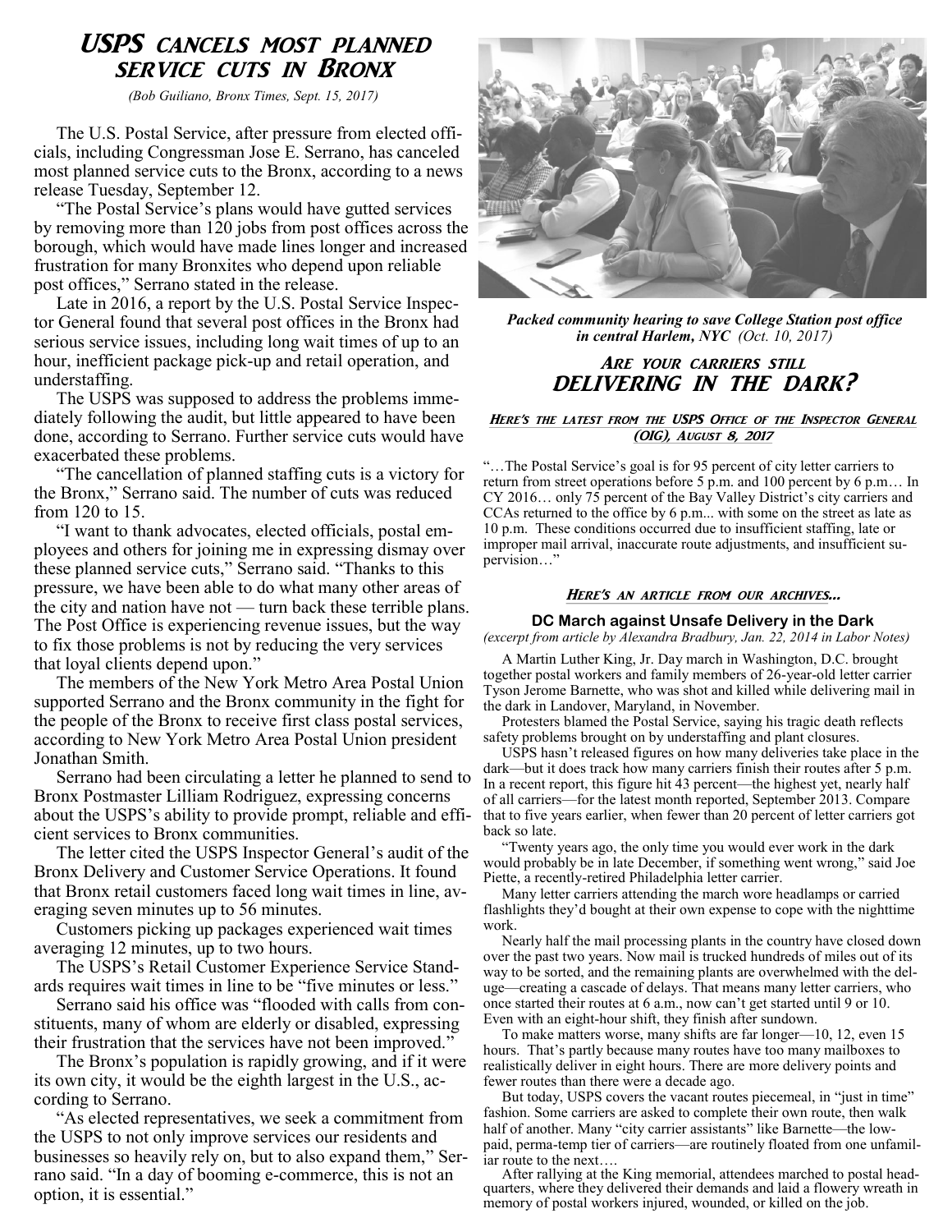# USPS CANCELS MOST PLANNED SERVICE CUTS IN BRONX

*(Bob Guiliano, Bronx Times, Sept. 15, 2017)*

The U.S. Postal Service, after pressure from elected officials, including Congressman Jose E. Serrano, has canceled most planned service cuts to the Bronx, according to a news release Tuesday, September 12.

"The Postal Service's plans would have gutted services by removing more than 120 jobs from post offices across the borough, which would have made lines longer and increased frustration for many Bronxites who depend upon reliable post offices," Serrano stated in the release.

Late in 2016, a report by the U.S. Postal Service Inspector General found that several post offices in the Bronx had serious service issues, including long wait times of up to an hour, inefficient package pick-up and retail operation, and understaffing.

The USPS was supposed to address the problems immediately following the audit, but little appeared to have been done, according to Serrano. Further service cuts would have exacerbated these problems.

"The cancellation of planned staffing cuts is a victory for the Bronx," Serrano said. The number of cuts was reduced from 120 to 15.

"I want to thank advocates, elected officials, postal employees and others for joining me in expressing dismay over these planned service cuts," Serrano said. "Thanks to this pressure, we have been able to do what many other areas of the city and nation have not — turn back these terrible plans. The Post Office is experiencing revenue issues, but the way to fix those problems is not by reducing the very services that loyal clients depend upon."

The members of the New York Metro Area Postal Union supported Serrano and the Bronx community in the fight for the people of the Bronx to receive first class postal services, according to New York Metro Area Postal Union president Jonathan Smith.

Serrano had been circulating a letter he planned to send to Bronx Postmaster Lilliam Rodriguez, expressing concerns about the USPS's ability to provide prompt, reliable and efficient services to Bronx communities.

The letter cited the USPS Inspector General's audit of the Bronx Delivery and Customer Service Operations. It found that Bronx retail customers faced long wait times in line, averaging seven minutes up to 56 minutes.

Customers picking up packages experienced wait times averaging 12 minutes, up to two hours.

The USPS's Retail Customer Experience Service Standards requires wait times in line to be "five minutes or less."

Serrano said his office was "flooded with calls from constituents, many of whom are elderly or disabled, expressing their frustration that the services have not been improved."

The Bronx's population is rapidly growing, and if it were its own city, it would be the eighth largest in the U.S., according to Serrano.

"As elected representatives, we seek a commitment from the USPS to not only improve services our residents and businesses so heavily rely on, but to also expand them," Serrano said. "In a day of booming e-commerce, this is not an option, it is essential."

*Packed community hearing to save College Station post office in central Harlem, NYC (Oct. 10, 2017)*

# ARE YOUR CARRIERS STILL DELIVERING IN THE DARK?

#### HERE'S THE LATEST FROM THE USPS OFFICE OF THE INSPECTOR GENERAL (OIG), AUGUST 8, 2017

"…The Postal Service's goal is for 95 percent of city letter carriers to return from street operations before 5 p.m. and 100 percent by 6 p.m… In CY 2016… only 75 percent of the Bay Valley District's city carriers and CCAs returned to the office by 6 p.m... with some on the street as late as 10 p.m. These conditions occurred due to insufficient staffing, late or improper mail arrival, inaccurate route adjustments, and insufficient supervision…"

#### HERE'S AN ARTICLE FROM OUR ARCHIVES...

### DC March against Unsafe Delivery in the Dark

*(excerpt from article by Alexandra Bradbury, Jan. 22, 2014 in Labor Notes)*

A Martin Luther King, Jr. Day march in Washington, D.C. brought together postal workers and family members of 26-year-old letter carrier Tyson Jerome Barnette, who was shot and killed while delivering mail in the dark in Landover, Maryland, in November.

Protesters blamed the Postal Service, saying his tragic death reflects safety problems brought on by understaffing and plant closures.

USPS hasn't released figures on how many deliveries take place in the dark—but it does track how many carriers finish their routes after 5 p.m. In a recent report, this figure hit 43 percent—the highest yet, nearly half of all carriers—for the latest month reported, September 2013. Compare that to five years earlier, when fewer than 20 percent of letter carriers got back so late.

"Twenty years ago, the only time you would ever work in the dark would probably be in late December, if something went wrong," said Joe Piette, a recently-retired Philadelphia letter carrier.

Many letter carriers attending the march wore headlamps or carried flashlights they'd bought at their own expense to cope with the nighttime work.

Nearly half the mail processing plants in the country have closed down over the past two years. Now mail is trucked hundreds of miles out of its way to be sorted, and the remaining plants are overwhelmed with the deluge—creating a cascade of delays. That means many letter carriers, who once started their routes at 6 a.m., now can't get started until 9 or 10. Even with an eight-hour shift, they finish after sundown.

To make matters worse, many shifts are far longer—10, 12, even 15 hours. That's partly because many routes have too many mailboxes to realistically deliver in eight hours. There are more delivery points and fewer routes than there were a decade ago.

But today, USPS covers the vacant routes piecemeal, in "just in time" fashion. Some carriers are asked to complete their own route, then walk half of another. Many "city carrier assistants" like Barnette—the low-paid, perma-temp tier of carriers—are routinely floated from one unfamiliar route to the next….

After rallying at the King memorial, attendees marched to postal headquarters, where they delivered their demands and laid a flowery wreath in memory of postal workers injured, wounded, or killed on the job.